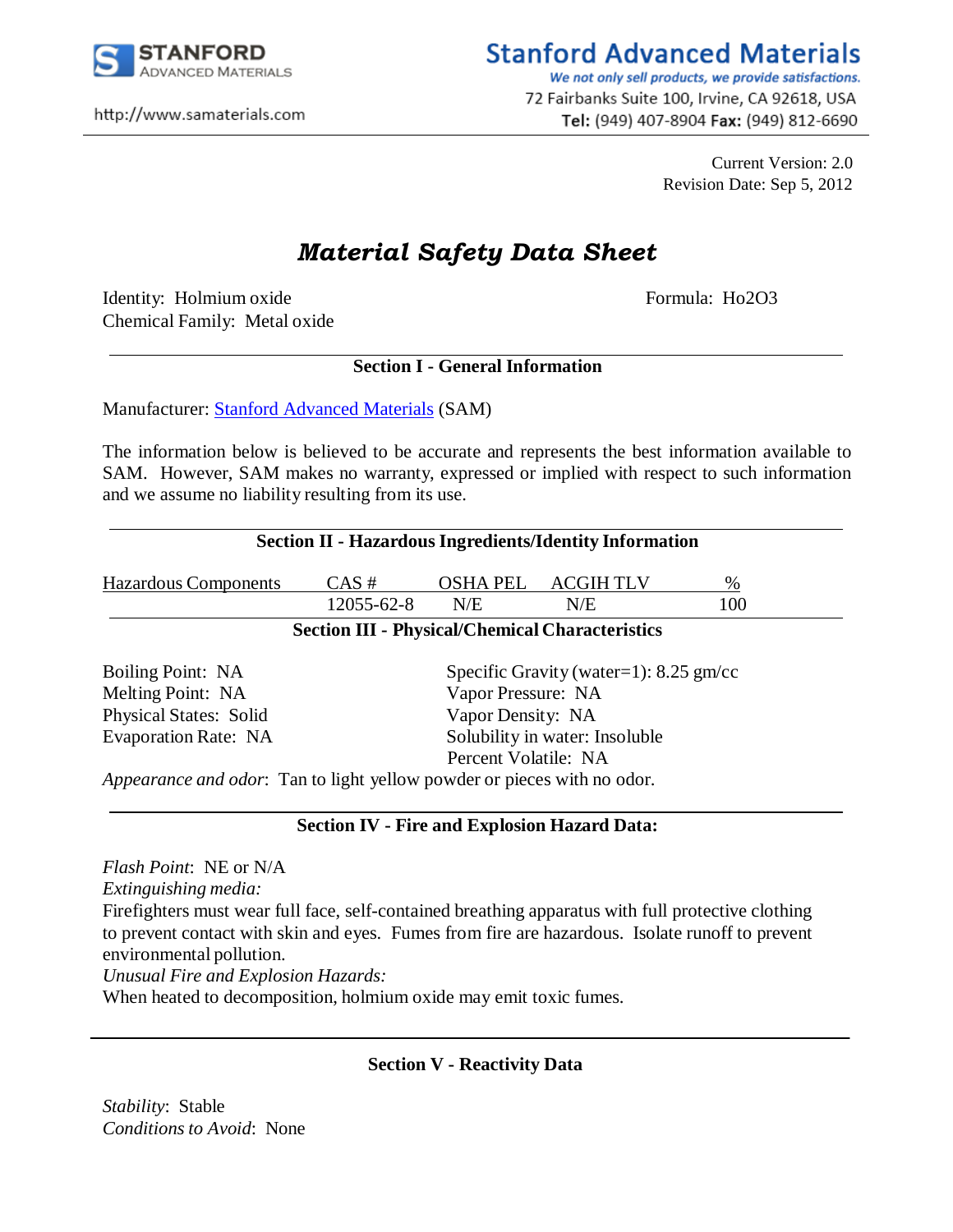# Stanford Advanced Materials

*We not only sell products, we provide satisfactions.*

72 Fairbanks Suite 100, Irvine, CA 92618, USA
**Tel:** (949) 407-8904 **Fax:** (949) 812-6690

http://www.samaterials.com

Current Version: 2.0
Revision Date: Sep 5, 2012

## *Material Safety Data Sheet*

Identity: Holmium oxide
Formula: $Ho_2O_3$
Chemical Family: Metal oxide

### Section I - General Information

Manufacturer: Stanford Advanced Materials (SAM)

The information below is believed to be accurate and represents the best information available to SAM. However, SAM makes no warranty, expressed or implied with respect to such information and we assume no liability resulting from its use.

### Section II - Hazardous Ingredients/Identity Information

| Hazardous Components | CAS # | OSHA PEL | ACGIH TLV | % |
|---|---|---|---|---|
| | 12055-62-8 | N/E | N/E | 100 |

### Section III - Physical/Chemical Characteristics

Boiling Point: NA
Melting Point: NA
Physical States: Solid
Evaporation Rate: NA

Specific Gravity (water=1): 8.25 gm/cc
Vapor Pressure: NA
Vapor Density: NA
Solubility in water: Insoluble
Percent Volatile: NA

*Appearance and odor*: Tan to light yellow powder or pieces with no odor.

### Section IV - Fire and Explosion Hazard Data:

*Flash Point*: NE or N/A

*Extinguishing media:*

Firefighters must wear full face, self-contained breathing apparatus with full protective clothing to prevent contact with skin and eyes. Fumes from fire are hazardous. Isolate runoff to prevent environmental pollution.

*Unusual Fire and Explosion Hazards:*

When heated to decomposition, holmium oxide may emit toxic fumes.

### Section V - Reactivity Data

*Stability*: Stable

*Conditions to Avoid*: None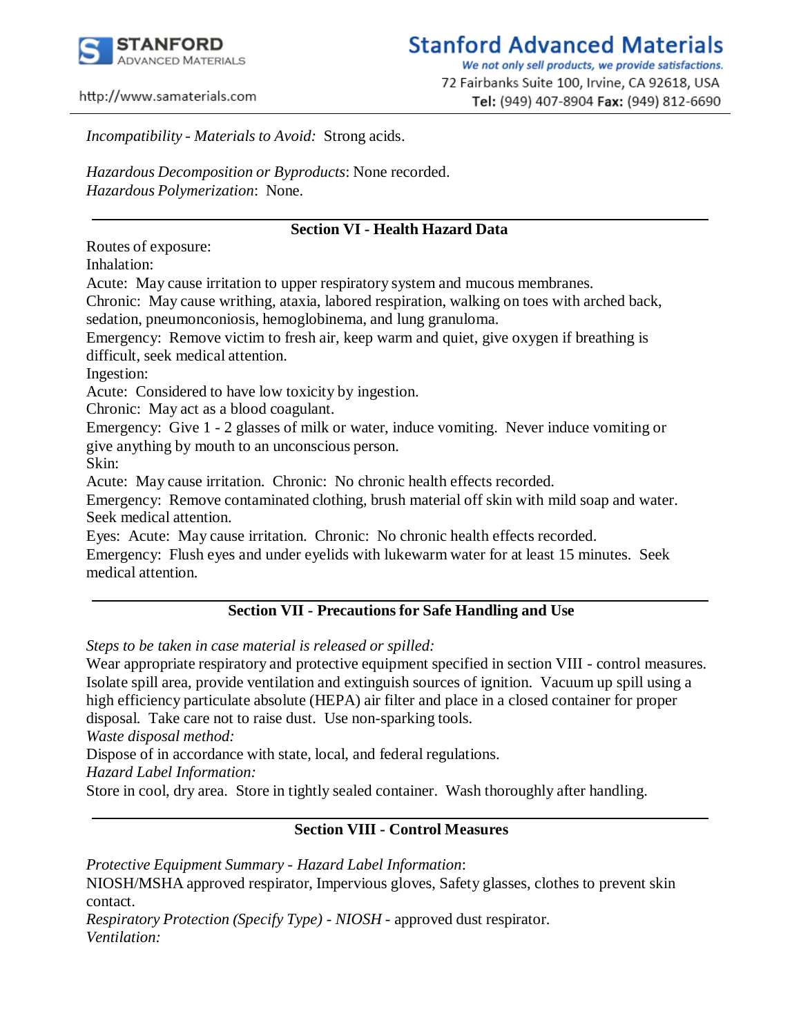*Incompatibility - Materials to Avoid:* Strong acids.

*Hazardous Decomposition or Byproducts*: None recorded.
*Hazardous Polymerization*: None.

## Section VI - Health Hazard Data

Routes of exposure:
Inhalation:
Acute: May cause irritation to upper respiratory system and mucous membranes.
Chronic: May cause writhing, ataxia, labored respiration, walking on toes with arched back, sedation, pneumonconiosis, hemoglobinema, and lung granuloma.
Emergency: Remove victim to fresh air, keep warm and quiet, give oxygen if breathing is difficult, seek medical attention.
Ingestion:
Acute: Considered to have low toxicity by ingestion.
Chronic: May act as a blood coagulant.
Emergency: Give 1 - 2 glasses of milk or water, induce vomiting. Never induce vomiting or give anything by mouth to an unconscious person.
Skin:
Acute: May cause irritation. Chronic: No chronic health effects recorded.
Emergency: Remove contaminated clothing, brush material off skin with mild soap and water. Seek medical attention.
Eyes: Acute: May cause irritation. Chronic: No chronic health effects recorded.
Emergency: Flush eyes and under eyelids with lukewarm water for at least 15 minutes. Seek medical attention.

## Section VII - Precautions for Safe Handling and Use

*Steps to be taken in case material is released or spilled:*
Wear appropriate respiratory and protective equipment specified in section VIII - control measures. Isolate spill area, provide ventilation and extinguish sources of ignition. Vacuum up spill using a high efficiency particulate absolute (HEPA) air filter and place in a closed container for proper disposal. Take care not to raise dust. Use non-sparking tools.
*Waste disposal method:*
Dispose of in accordance with state, local, and federal regulations.
*Hazard Label Information:*
Store in cool, dry area. Store in tightly sealed container. Wash thoroughly after handling.

## Section VIII - Control Measures

*Protective Equipment Summary - Hazard Label Information*:
NIOSH/MSHA approved respirator, Impervious gloves, Safety glasses, clothes to prevent skin contact.
*Respiratory Protection (Specify Type) - NIOSH* - approved dust respirator.
*Ventilation:*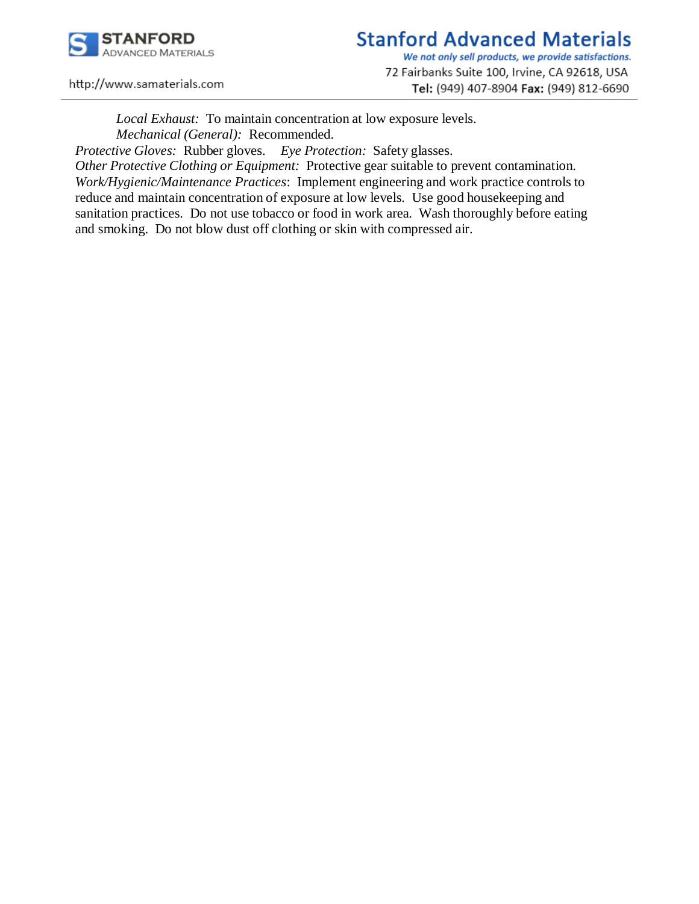*Local Exhaust:* To maintain concentration at low exposure levels.

*Mechanical (General):* Recommended.

*Protective Gloves:* Rubber gloves. *Eye Protection:* Safety glasses.

*Other Protective Clothing or Equipment:* Protective gear suitable to prevent contamination.

*Work/Hygienic/Maintenance Practices*: Implement engineering and work practice controls to reduce and maintain concentration of exposure at low levels. Use good housekeeping and sanitation practices. Do not use tobacco or food in work area. Wash thoroughly before eating and smoking. Do not blow dust off clothing or skin with compressed air.